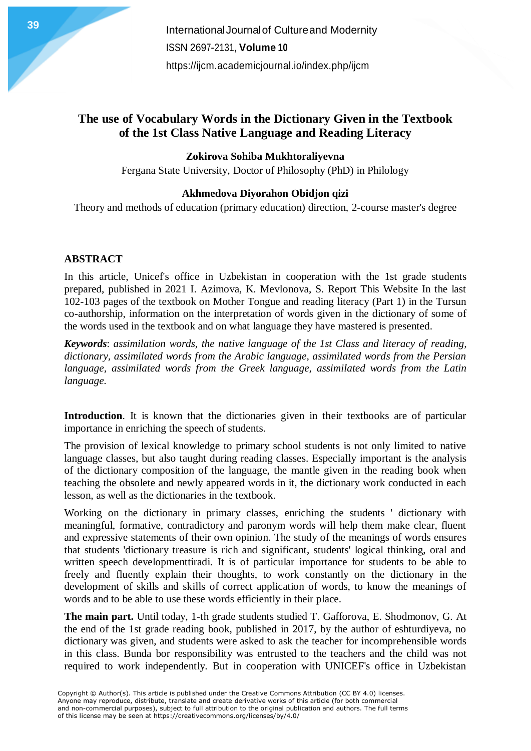# The use of Vocabulary Words in the Dictionary Given in the Textbook of the 1st Class Native Language and Reading Literacy

**Zokirova Sohiba Mukhtoraliyevna**

Fergana State University, Doctor of Philosophy (PhD) in Philology

**Akhmedova Diyorahon Obidjon qizi**

Theory and methods of education (primary education) direction, 2-course master's degree

## ABSTRACT

In this article, Unicef's office in Uzbekistan in cooperation with the 1st grade students prepared, published in 2021 I. Azimova, K. Mevlonova, S. Report This Website In the last 102-103 pages of the textbook on Mother Tongue and reading literacy (Part 1) in the Tursun co-authorship, information on the interpretation of words given in the dictionary of some of the words used in the textbook and on what language they have mastered is presented.

***Keywords***: *assimilation words, the native language of the 1st Class and literacy of reading, dictionary, assimilated words from the Arabic language, assimilated words from the Persian language, assimilated words from the Greek language, assimilated words from the Latin language.*

**Introduction**. It is known that the dictionaries given in their textbooks are of particular importance in enriching the speech of students.

The provision of lexical knowledge to primary school students is not only limited to native language classes, but also taught during reading classes. Especially important is the analysis of the dictionary composition of the language, the mantle given in the reading book when teaching the obsolete and newly appeared words in it, the dictionary work conducted in each lesson, as well as the dictionaries in the textbook.

Working on the dictionary in primary classes, enriching the students ' dictionary with meaningful, formative, contradictory and paronym words will help them make clear, fluent and expressive statements of their own opinion. The study of the meanings of words ensures that students 'dictionary treasure is rich and significant, students' logical thinking, oral and written speech developmenttiradi. It is of particular importance for students to be able to freely and fluently explain their thoughts, to work constantly on the dictionary in the development of skills and skills of correct application of words, to know the meanings of words and to be able to use these words efficiently in their place.

**The main part.** Until today, 1-th grade students studied T. Gafforova, E. Shodmonov, G. At the end of the 1st grade reading book, published in 2017, by the author of eshturdiyeva, no dictionary was given, and students were asked to ask the teacher for incomprehensible words in this class. Bunda bor responsibility was entrusted to the teachers and the child was not required to work independently. But in cooperation with UNICEF's office in Uzbekistan

Copyright © Author(s). This article is published under the Creative Commons Attribution (CC BY 4.0) licenses. Anyone may reproduce, distribute, translate and create derivative works of this article (for both commercial and non-commercial purposes), subject to full attribution to the original publication and authors. The full terms of this license may be seen at https://creativecommons.org/licenses/by/4.0/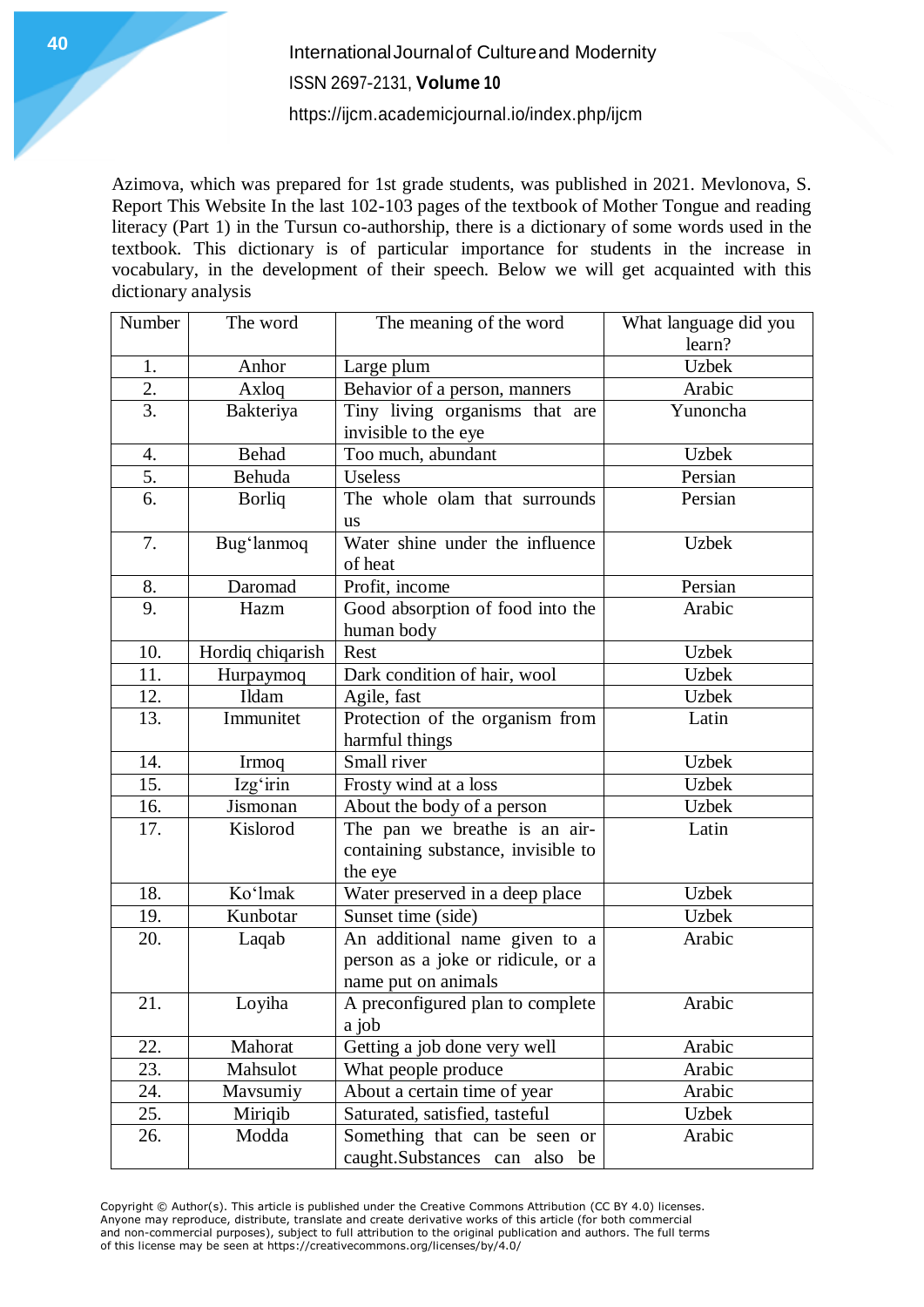Azimova, which was prepared for 1st grade students, was published in 2021. Mevlonova, S. Report This Website In the last 102-103 pages of the textbook of Mother Tongue and reading literacy (Part 1) in the Tursun co-authorship, there is a dictionary of some words used in the textbook. This dictionary is of particular importance for students in the increase in vocabulary, in the development of their speech. Below we will get acquainted with this dictionary analysis

| Number | The word | The meaning of the word | What language did you learn? |
|---|---|---|---|
| 1. | Anhor | Large plum | Uzbek |
| 2. | Axloq | Behavior of a person, manners | Arabic |
| 3. | Bakteriya | Tiny living organisms that are invisible to the eye | Yunoncha |
| 4. | Behad | Too much, abundant | Uzbek |
| 5. | Behuda | Useless | Persian |
| 6. | Borliq | The whole olam that surrounds us | Persian |
| 7. | Bug'lanmoq | Water shine under the influence of heat | Uzbek |
| 8. | Daromad | Profit, income | Persian |
| 9. | Hazm | Good absorption of food into the human body | Arabic |
| 10. | Hordiq chiqarish | Rest | Uzbek |
| 11. | Hurpaymoq | Dark condition of hair, wool | Uzbek |
| 12. | Ildam | Agile, fast | Uzbek |
| 13. | Immunitet | Protection of the organism from harmful things | Latin |
| 14. | Irmoq | Small river | Uzbek |
| 15. | Izg'irin | Frosty wind at a loss | Uzbek |
| 16. | Jismonan | About the body of a person | Uzbek |
| 17. | Kislorod | The pan we breathe is an air-containing substance, invisible to the eye | Latin |
| 18. | Ko'lmak | Water preserved in a deep place | Uzbek |
| 19. | Kunbotar | Sunset time (side) | Uzbek |
| 20. | Laqab | An additional name given to a person as a joke or ridicule, or a name put on animals | Arabic |
| 21. | Loyiha | A preconfigured plan to complete a job | Arabic |
| 22. | Mahorat | Getting a job done very well | Arabic |
| 23. | Mahsulot | What people produce | Arabic |
| 24. | Mavsumiy | About a certain time of year | Arabic |
| 25. | Miriqib | Saturated, satisfied, tasteful | Uzbek |
| 26. | Modda | Something that can be seen or caught.Substances can also be | Arabic |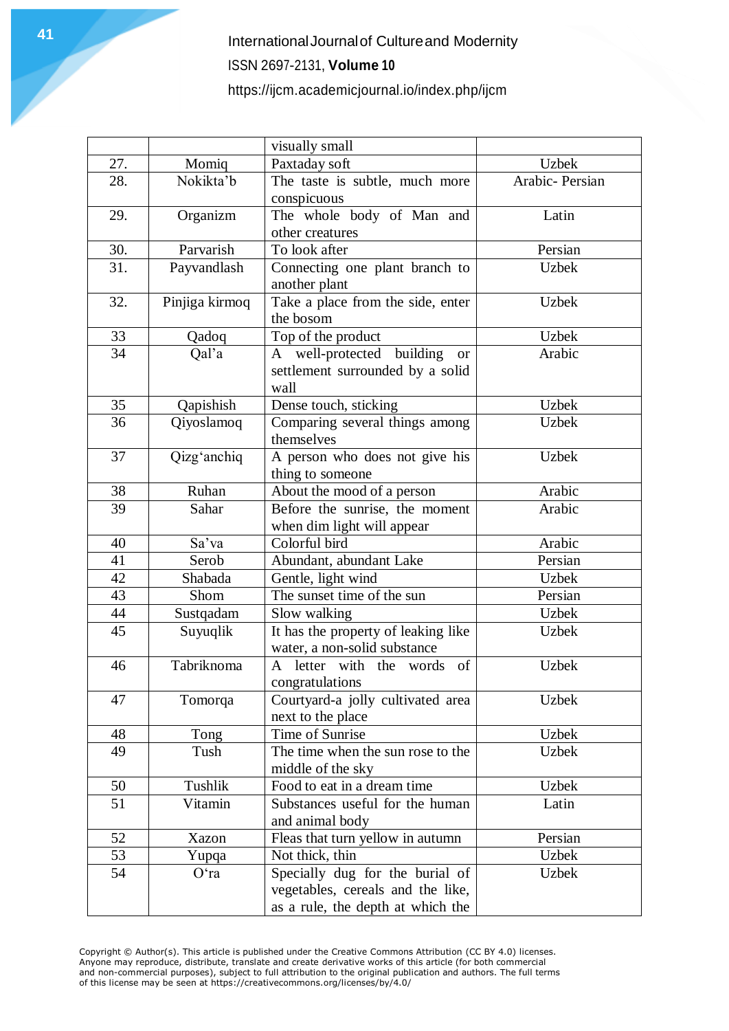|  |  | visually small |  |
|---|---|---|---|
| 27. | Momiq | Paxtaday soft | Uzbek |
| 28. | Nokikta'b | The taste is subtle, much more conspicuous | Arabic- Persian |
| 29. | Organizm | The whole body of Man and other creatures | Latin |
| 30. | Parvarish | To look after | Persian |
| 31. | Payvandlash | Connecting one plant branch to another plant | Uzbek |
| 32. | Pinjiga kirmoq | Take a place from the side, enter the bosom | Uzbek |
| 33 | Qadoq | Top of the product | Uzbek |
| 34 | Qal'a | A well-protected building or settlement surrounded by a solid wall | Arabic |
| 35 | Qapishish | Dense touch, sticking | Uzbek |
| 36 | Qiyoslamoq | Comparing several things among themselves | Uzbek |
| 37 | Qizg'anchiq | A person who does not give his thing to someone | Uzbek |
| 38 | Ruhan | About the mood of a person | Arabic |
| 39 | Sahar | Before the sunrise, the moment when dim light will appear | Arabic |
| 40 | Sa'va | Colorful bird | Arabic |
| 41 | Serob | Abundant, abundant Lake | Persian |
| 42 | Shabada | Gentle, light wind | Uzbek |
| 43 | Shom | The sunset time of the sun | Persian |
| 44 | Sustqadam | Slow walking | Uzbek |
| 45 | Suyuqlik | It has the property of leaking like water, a non-solid substance | Uzbek |
| 46 | Tabriknoma | A letter with the words of congratulations | Uzbek |
| 47 | Tomorqa | Courtyard-a jolly cultivated area next to the place | Uzbek |
| 48 | Tong | Time of Sunrise | Uzbek |
| 49 | Tush | The time when the sun rose to the middle of the sky | Uzbek |
| 50 | Tushlik | Food to eat in a dream time | Uzbek |
| 51 | Vitamin | Substances useful for the human and animal body | Latin |
| 52 | Xazon | Fleas that turn yellow in autumn | Persian |
| 53 | Yupqa | Not thick, thin | Uzbek |
| 54 | O'ra | Specially dug for the burial of vegetables, cereals and the like, as a rule, the depth at which the | Uzbek |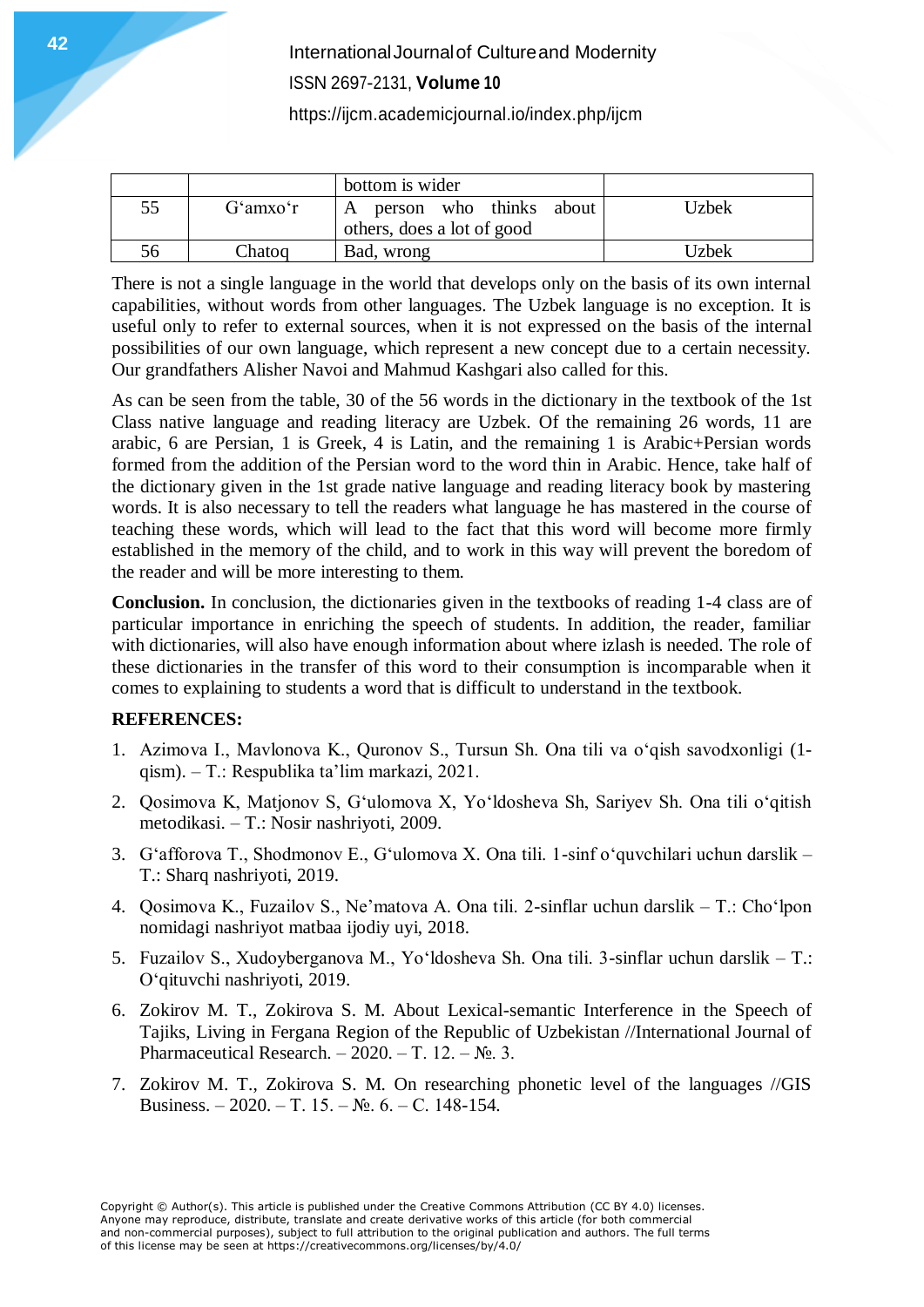| | | | |
|---|---|---|---|
| | | bottom is wider | |
| 55 | G‘amxo‘r | A person who thinks about others, does a lot of good | Uzbek |
| 56 | Chatoq | Bad, wrong | Uzbek |

There is not a single language in the world that develops only on the basis of its own internal capabilities, without words from other languages. The Uzbek language is no exception. It is useful only to refer to external sources, when it is not expressed on the basis of the internal possibilities of our own language, which represent a new concept due to a certain necessity. Our grandfathers Alisher Navoi and Mahmud Kashgari also called for this.

As can be seen from the table, 30 of the 56 words in the dictionary in the textbook of the 1st Class native language and reading literacy are Uzbek. Of the remaining 26 words, 11 are arabic, 6 are Persian, 1 is Greek, 4 is Latin, and the remaining 1 is Arabic+Persian words formed from the addition of the Persian word to the word thin in Arabic. Hence, take half of the dictionary given in the 1st grade native language and reading literacy book by mastering words. It is also necessary to tell the readers what language he has mastered in the course of teaching these words, which will lead to the fact that this word will become more firmly established in the memory of the child, and to work in this way will prevent the boredom of the reader and will be more interesting to them.

**Conclusion.** In conclusion, the dictionaries given in the textbooks of reading 1-4 class are of particular importance in enriching the speech of students. In addition, the reader, familiar with dictionaries, will also have enough information about where izlash is needed. The role of these dictionaries in the transfer of this word to their consumption is incomparable when it comes to explaining to students a word that is difficult to understand in the textbook.

**REFERENCES:**

1. Azimova I., Mavlonova K., Quronov S., Tursun Sh. Ona tili va o‘qish savodxonligi (1-qism). – T.: Respublika ta’lim markazi, 2021.
2. Qosimova K, Matjonov S, G‘ulomova X, Yo‘ldosheva Sh, Sariyev Sh. Ona tili o‘qitish metodikasi. – T.: Nosir nashriyoti, 2009.
3. G‘afforova T., Shodmonov E., G‘ulomova X. Ona tili. 1-sinf o‘quvchilari uchun darslik – T.: Sharq nashriyoti, 2019.
4. Qosimova K., Fuzailov S., Ne’matova A. Ona tili. 2-sinflar uchun darslik – T.: Cho‘lpon nomidagi nashriyot matbaa ijodiy uyi, 2018.
5. Fuzailov S., Xudoyberganova M., Yo‘ldosheva Sh. Ona tili. 3-sinflar uchun darslik – T.: O‘qituvchi nashriyoti, 2019.
6. Zokirov M. T., Zokirova S. M. About Lexical-semantic Interference in the Speech of Tajiks, Living in Fergana Region of the Republic of Uzbekistan //International Journal of Pharmaceutical Research. – 2020. – T. 12. – №. 3.
7. Zokirov M. T., Zokirova S. M. On researching phonetic level of the languages //GIS Business. – 2020. – T. 15. – №. 6. – C. 148-154.

Copyright © Author(s). This article is published under the Creative Commons Attribution (CC BY 4.0) licenses. Anyone may reproduce, distribute, translate and create derivative works of this article (for both commercial and non-commercial purposes), subject to full attribution to the original publication and authors. The full terms of this license may be seen at https://creativecommons.org/licenses/by/4.0/